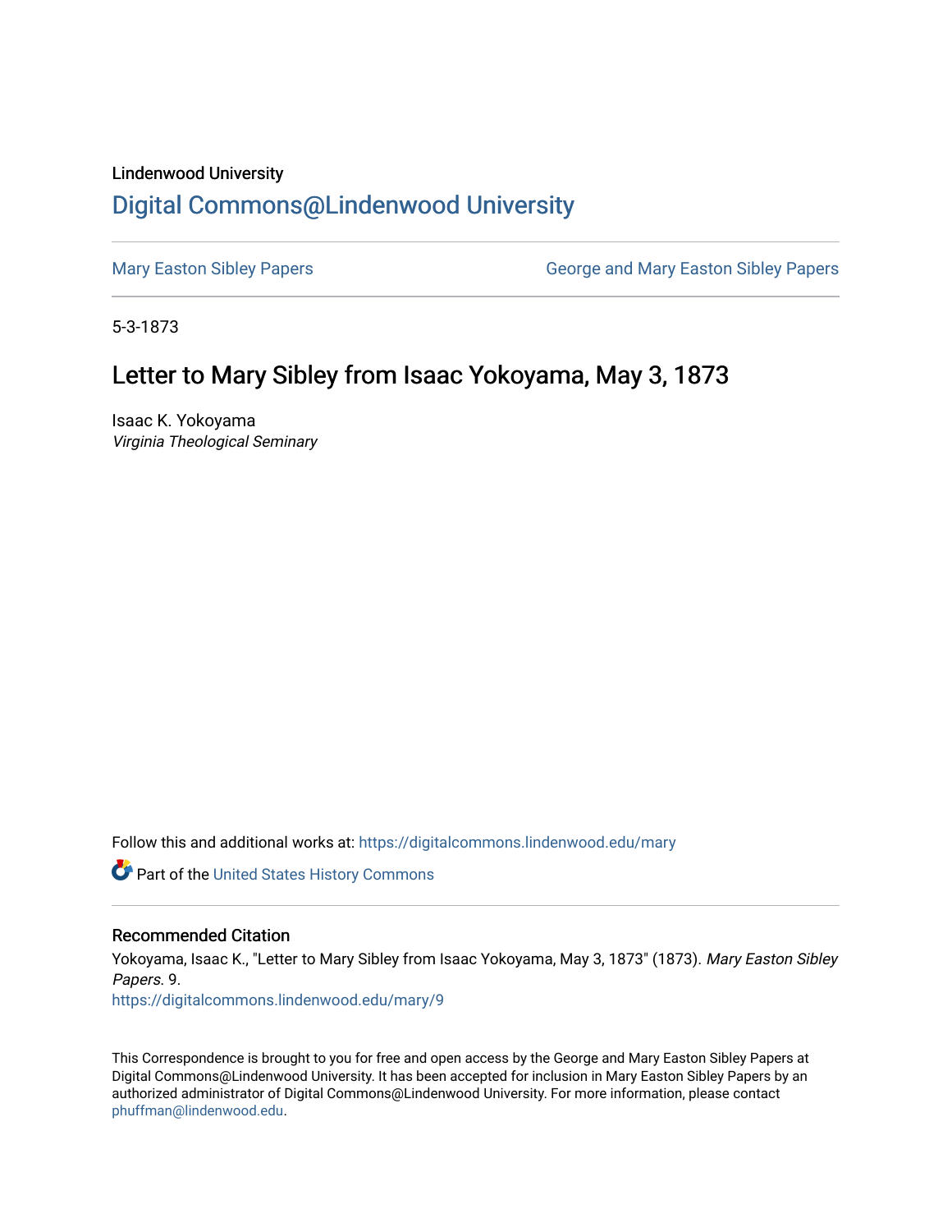Lindenwood University

# Digital Commons@Lindenwood University

Mary Easton Sibley Papers

George and Mary Easton Sibley Papers

5-3-1873

## Letter to Mary Sibley from Isaac Yokoyama, May 3, 1873

Isaac K. Yokoyama
*Virginia Theological Seminary*

Follow this and additional works at: https://digitalcommons.lindenwood.edu/mary

Part of the United States History Commons

### Recommended Citation

Yokoyama, Isaac K., "Letter to Mary Sibley from Isaac Yokoyama, May 3, 1873" (1873). *Mary Easton Sibley Papers*. 9.
https://digitalcommons.lindenwood.edu/mary/9

This Correspondence is brought to you for free and open access by the George and Mary Easton Sibley Papers at Digital Commons@Lindenwood University. It has been accepted for inclusion in Mary Easton Sibley Papers by an authorized administrator of Digital Commons@Lindenwood University. For more information, please contact phuffman@lindenwood.edu.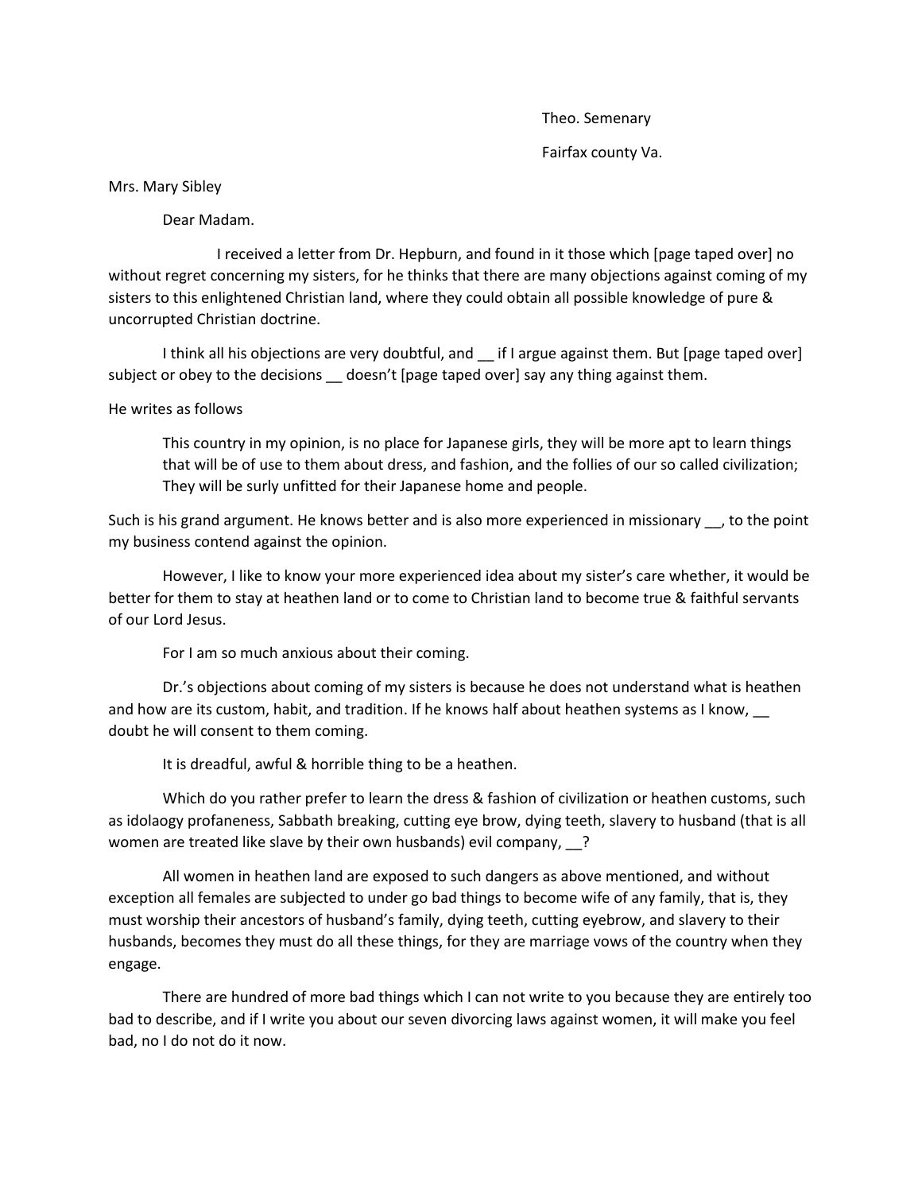Theo. Semenary

Fairfax county Va.

Mrs. Mary Sibley

Dear Madam.

I received a letter from Dr. Hepburn, and found in it those which [page taped over] no without regret concerning my sisters, for he thinks that there are many objections against coming of my sisters to this enlightened Christian land, where they could obtain all possible knowledge of pure & uncorrupted Christian doctrine.

I think all his objections are very doubtful, and __ if I argue against them. But [page taped over] subject or obey to the decisions __ doesn't [page taped over] say any thing against them.

He writes as follows

> This country in my opinion, is no place for Japanese girls, they will be more apt to learn things that will be of use to them about dress, and fashion, and the follies of our so called civilization; They will be surly unfitted for their Japanese home and people.

Such is his grand argument. He knows better and is also more experienced in missionary __, to the point my business contend against the opinion.

However, I like to know your more experienced idea about my sister's care whether, it would be better for them to stay at heathen land or to come to Christian land to become true & faithful servants of our Lord Jesus.

For I am so much anxious about their coming.

Dr.'s objections about coming of my sisters is because he does not understand what is heathen and how are its custom, habit, and tradition. If he knows half about heathen systems as I know, __ doubt he will consent to them coming.

It is dreadful, awful & horrible thing to be a heathen.

Which do you rather prefer to learn the dress & fashion of civilization or heathen customs, such as idolaogy profaneness, Sabbath breaking, cutting eye brow, dying teeth, slavery to husband (that is all women are treated like slave by their own husbands) evil company, __?

All women in heathen land are exposed to such dangers as above mentioned, and without exception all females are subjected to under go bad things to become wife of any family, that is, they must worship their ancestors of husband's family, dying teeth, cutting eyebrow, and slavery to their husbands, becomes they must do all these things, for they are marriage vows of the country when they engage.

There are hundred of more bad things which I can not write to you because they are entirely too bad to describe, and if I write you about our seven divorcing laws against women, it will make you feel bad, no I do not do it now.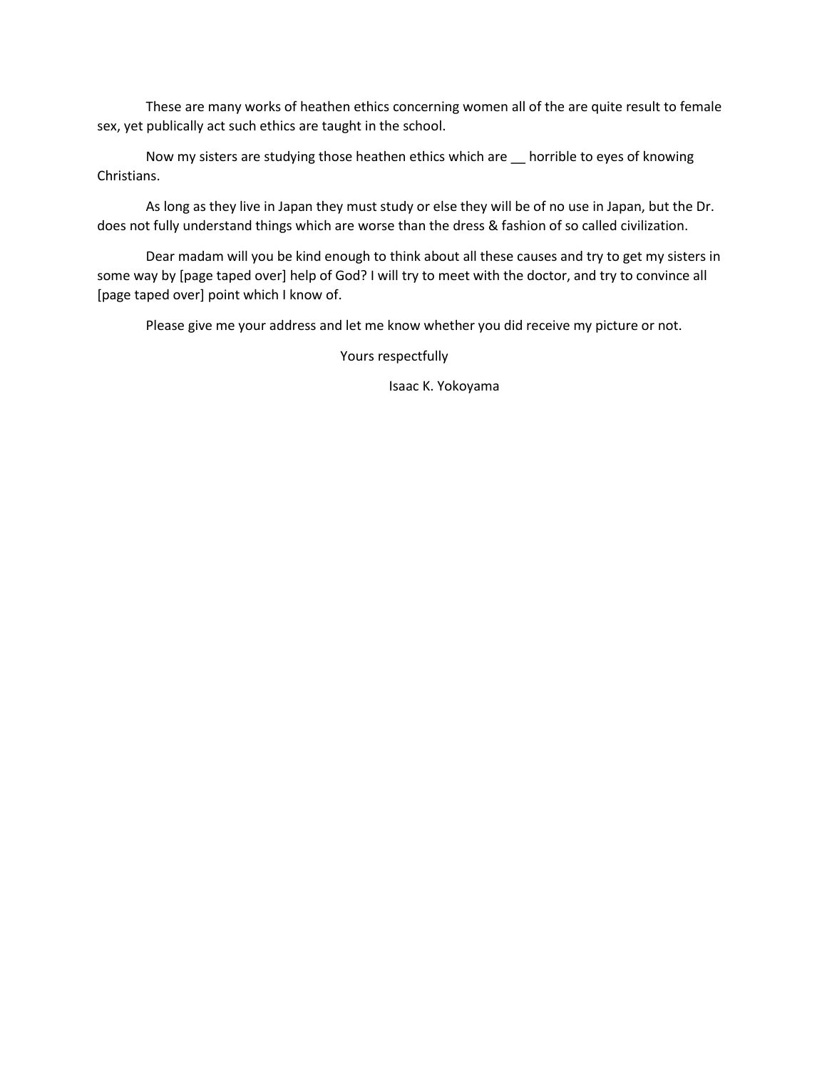These are many works of heathen ethics concerning women all of the are quite result to female sex, yet publically act such ethics are taught in the school.

Now my sisters are studying those heathen ethics which are __ horrible to eyes of knowing Christians.

As long as they live in Japan they must study or else they will be of no use in Japan, but the Dr. does not fully understand things which are worse than the dress & fashion of so called civilization.

Dear madam will you be kind enough to think about all these causes and try to get my sisters in some way by [page taped over] help of God? I will try to meet with the doctor, and try to convince all [page taped over] point which I know of.

Please give me your address and let me know whether you did receive my picture or not.

Yours respectfully

Isaac K. Yokoyama